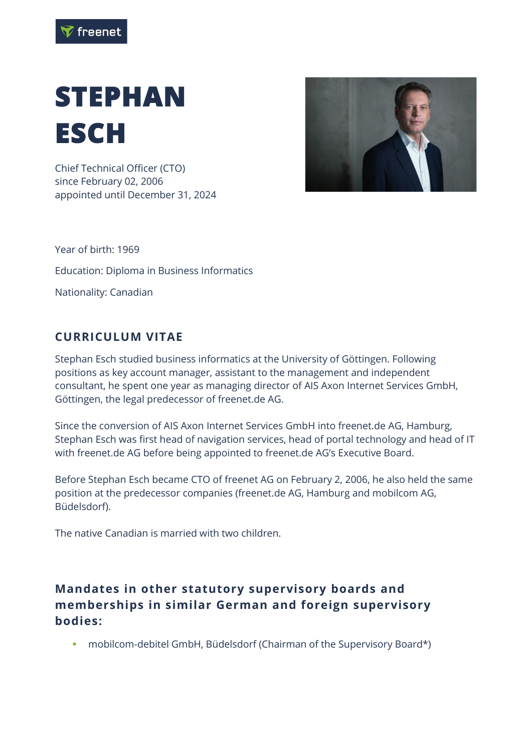# STEPHAN ESCH

Chief Technical Officer (CTO)
since February 02, 2006
appointed until December 31, 2024

Year of birth: 1969

Education: Diploma in Business Informatics

Nationality: Canadian

## CURRICULUM VITAE

Stephan Esch studied business informatics at the University of Göttingen. Following positions as key account manager, assistant to the management and independent consultant, he spent one year as managing director of AIS Axon Internet Services GmbH, Göttingen, the legal predecessor of freenet.de AG.

Since the conversion of AIS Axon Internet Services GmbH into freenet.de AG, Hamburg, Stephan Esch was first head of navigation services, head of portal technology and head of IT with freenet.de AG before being appointed to freenet.de AG's Executive Board.

Before Stephan Esch became CTO of freenet AG on February 2, 2006, he also held the same position at the predecessor companies (freenet.de AG, Hamburg and mobilcom AG, Büdelsdorf).

The native Canadian is married with two children.

## Mandates in other statutory supervisory boards and memberships in similar German and foreign supervisory bodies:

- mobilcom-debitel GmbH, Büdelsdorf (Chairman of the Supervisory Board*)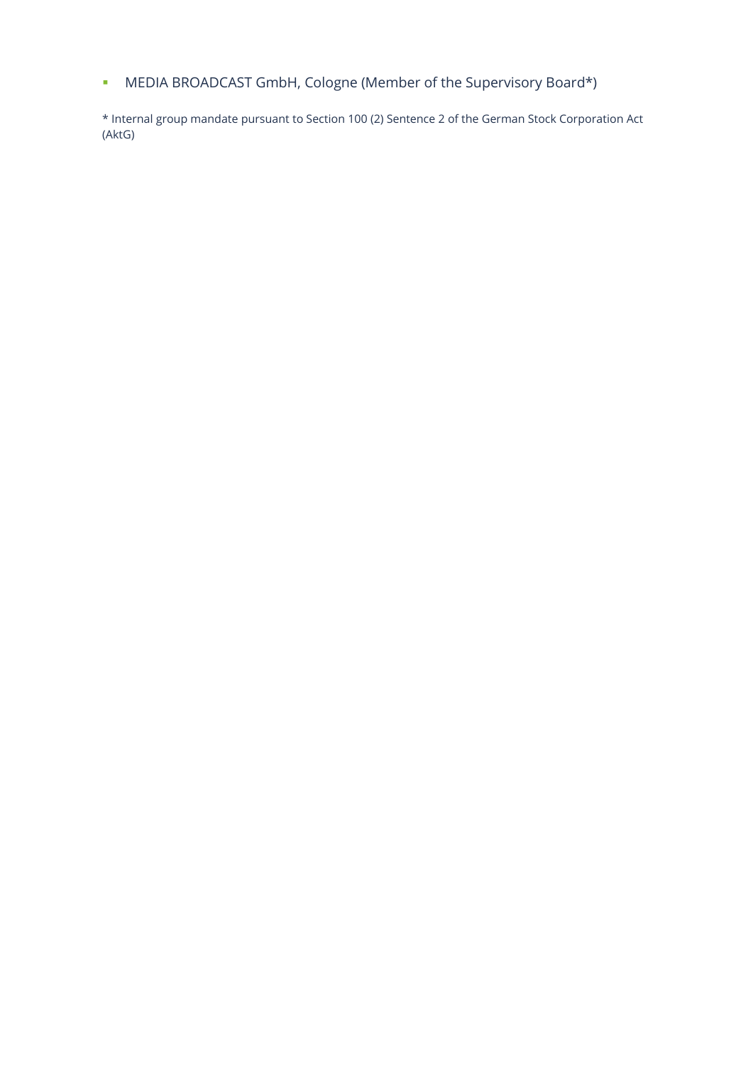- MEDIA BROADCAST GmbH, Cologne (Member of the Supervisory Board*)

* Internal group mandate pursuant to Section 100 (2) Sentence 2 of the German Stock Corporation Act (AktG)